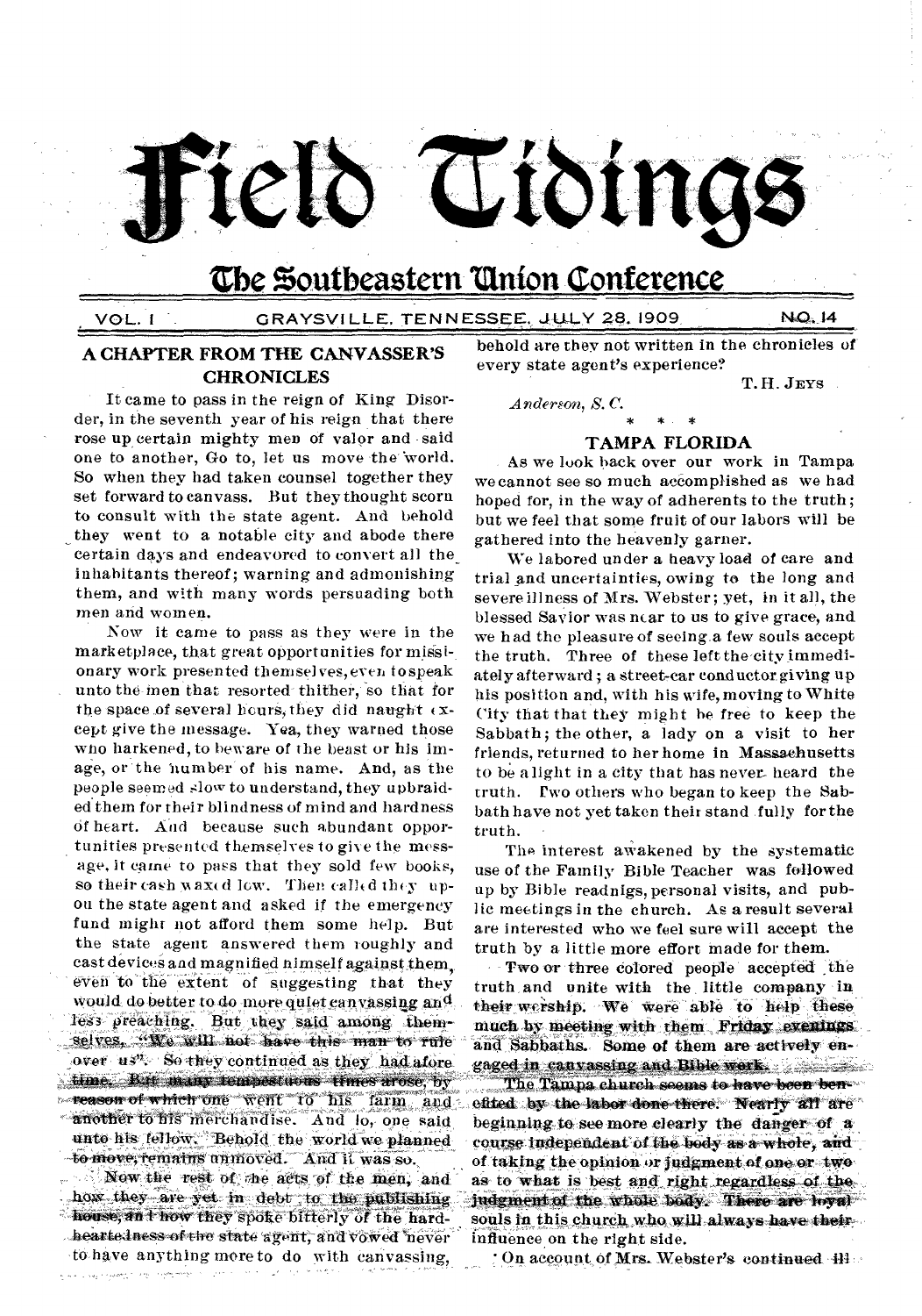# Field Tidings

## The Southeastern Union Conference

VOL. I GRAYSVILLE, TENNESSEE, JULY 28, 1909 NO. 14

### A CHAPTER FROM THE CANVASSER'S CHRONICLES

It came to pass in the reign of King Disorder, in the seventh year of his reign that there rose up certain mighty men of valor and said one to another, Go to, let us move the world. So when they had taken counsel together they set forward to canvass. But they thought scorn to consult with the state agent. And behold they went to a notable city and abode there certain days and endeavored to convert all the inhabitants thereof; warning and admonishing them, and with many words persuading both men and women.

Now it came to pass as they were in the marketplace, that great opportunities for missionary work presented themselves, even to speak unto the men that resorted thither, so that for the space of several hours, they did naught except give the message. Yea, they warned those who harkened, to beware of the beast or his image, or the number of his name. And, as the people seemed slow to understand, they upbraided them for their blindness of mind and hardness of heart. And because such abundant opportunities presented themselves to give the message, it came to pass that they sold few books, so their cash waxed low. Then called they upon the state agent and asked if the emergency fund might not afford them some help. But the state agent answered them roughly and cast devices and magnified himself against them, even to the extent of suggesting that they would do better to do more quiet canvassing and less preaching. But they said among themselves, "We will not have this man to rule over us". So they continued as they had afore time. But many tempestuous times arose, by reason of which one went to his farm and another to his merchandise. And lo, one said unto his fellow, Behold the world we planned to move, remains unmoved. And it was so.

Now the rest of the acts of the men, and how they are yet in debt to the publishing house, and how they spoke bitterly of the hardheartedness of the state agent, and vowed never to have anything more to do with canvassing, behold are they not written in the chronicles of every state agent's experience?

T. H. JEYS

*Anderson, S. C.*

\* \* \*

### TAMPA FLORIDA

As we look back over our work in Tampa we cannot see so much accomplished as we had hoped for, in the way of adherents to the truth; but we feel that some fruit of our labors will be gathered into the heavenly garner.

We labored under a heavy load of care and trial and uncertainties, owing to the long and severe illness of Mrs. Webster; yet, in it all, the blessed Savior was near to us to give grace, and we had the pleasure of seeing a few souls accept the truth. Three of these left the city immediately afterward; a street-car conductor giving up his position and, with his wife, moving to White City that that they might be free to keep the Sabbath; the other, a lady on a visit to her friends, returned to her home in Massachusetts to be a light in a city that has never heard the truth. Two others who began to keep the Sabbath have not yet taken their stand fully for the truth.

The interest awakened by the systematic use of the Family Bible Teacher was followed up by Bible readnigs, personal visits, and public meetings in the church. As a result several are interested who we feel sure will accept the truth by a little more effort made for them.

Two or three colored people accepted the truth and unite with the little company in their worship. We were able to help these much by meeting with them Friday evenings and Sabbaths. Some of them are actively engaged in canvassing and Bible work.

The Tampa church seems to have been benefited by the labor done there. Nearly all are beginning to see more clearly the danger of a course independent of the body as a whole, and of taking the opinion or judgment of one or two as to what is best and right regardless of the judgment of the whole body. There are loyal souls in this church who will always have their influence on the right side.

On account of Mrs. Webster's continued ill-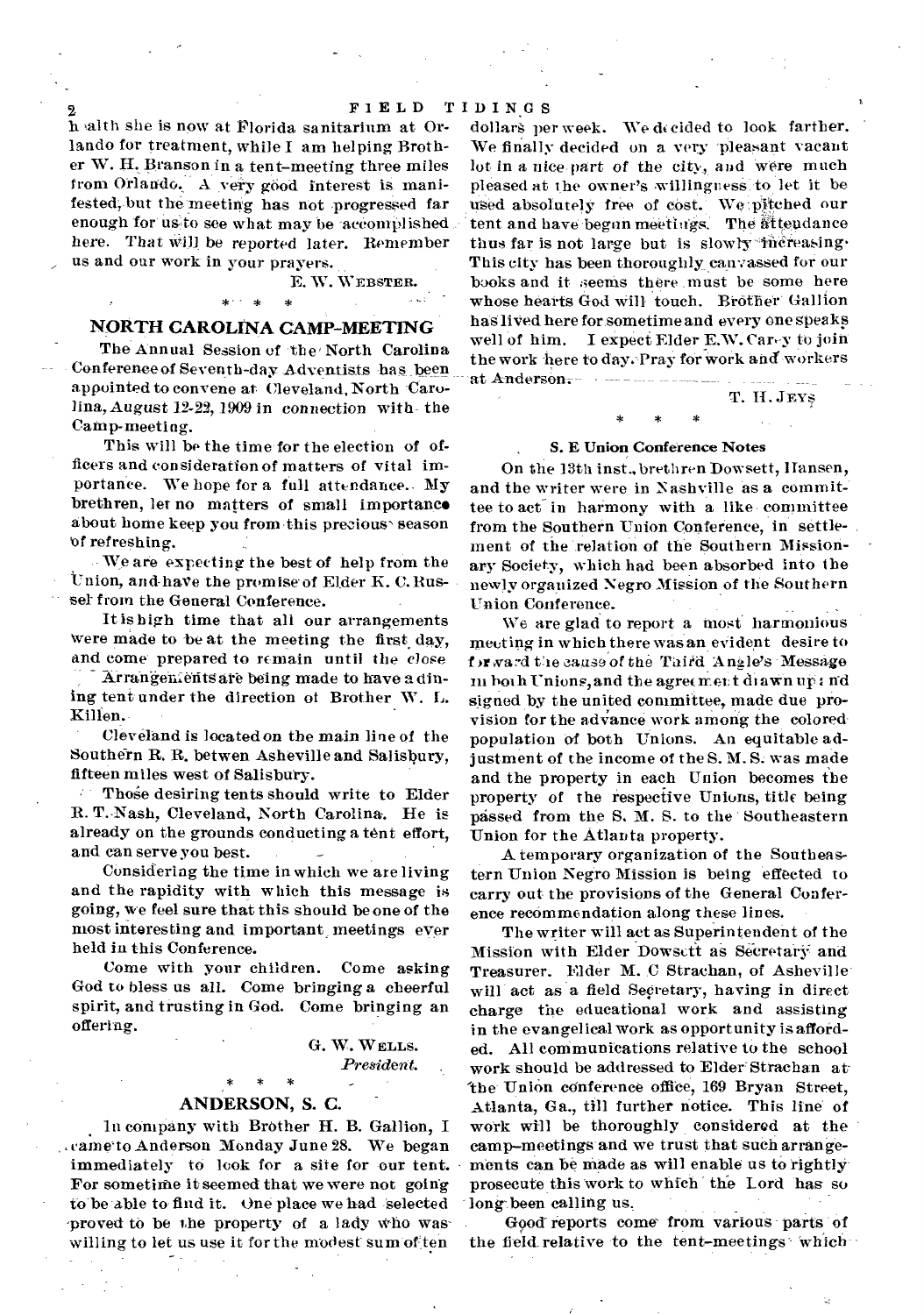health she is now at Florida sanitarium at Orlando for treatment, while I am helping Brother W. H. Branson in a tent-meeting three miles from Orlando. A very good interest is manifested, but the meeting has not progressed far enough for us to see what may be accomplished here. That will be reported later. Remember us and our work in your prayers.

E. W. WEBSTER.

\* \* \*

## NORTH CAROLINA CAMP-MEETING

The Annual Session of the North Carolina Conference of Seventh-day Adventists has been appointed to convene at Cleveland, North Carolina, August 12-22, 1909 in connection with the Camp-meeting.

This will be the time for the election of officers and consideration of matters of vital importance. We hope for a full attendance. My brethren, let no matters of small importance about home keep you from this precious season of refreshing.

We are expecting the best of help from the Union, and have the promise of Elder K. C. Russel from the General Conference.

It is high time that all our arrangements were made to be at the meeting the first day, and come prepared to remain until the close

Arrangements are being made to have a dining tent under the direction of Brother W. L. Killen.

Cleveland is located on the main line of the Southern R. R. betwen Asheville and Salisbury, fifteen miles west of Salisbury.

Those desiring tents should write to Elder R. T. Nash, Cleveland, North Carolina. He is already on the grounds conducting a tent effort, and can serve you best.

Considering the time in which we are living and the rapidity with which this message is going, we feel sure that this should be one of the most interesting and important meetings ever held in this Conference.

Come with your children. Come asking God to bless us all. Come bringing a cheerful spirit, and trusting in God. Come bringing an offering.

G. W. WELLS.
*President.*

\* \* \*

## ANDERSON, S. C.

In company with Brother H. B. Gallion, I came to Anderson Monday June 28. We began immediately to look for a site for our tent. For sometime it seemed that we were not going to be able to find it. One place we had selected proved to be the property of a lady who was willing to let us use it for the modest sum of ten dollars per week. We decided to look farther. We finally decided on a very pleasant vacant lot in a nice part of the city, and were much pleased at the owner's willingness to let it be used absolutely free of cost. We pitched our tent and have begun meetings. The attendance thus far is not large but is slowly increasing. This city has been thoroughly canvassed for our books and it seems there must be some here whose hearts God will touch. Brother Gallion has lived here for sometime and every one speaks well of him. I expect Elder E. W. Carey to join the work here to day. Pray for work and workers at Anderson.

T. H. JEYS

\* \* \*

### S. E Union Conference Notes

On the 13th inst., brethren Dowsett, Hansen, and the writer were in Nashville as a committee to act in harmony with a like committee from the Southern Union Conference, in settlement of the relation of the Southern Missionary Society, which had been absorbed into the newly organized Negro Mission of the Southern Union Conference.

We are glad to report a most harmonious meeting in which there was an evident desire to forward the cause of the Third Angle's Message in both Unions, and the agreement drawn up and signed by the united committee, made due provision for the advance work among the colored population of both Unions. An equitable adjustment of the income of the S. M. S. was made and the property in each Union becomes the property of the respective Unions, title being passed from the S. M. S. to the Southeastern Union for the Atlanta property.

A temporary organization of the Southeastern Union Negro Mission is being effected to carry out the provisions of the General Conference recommendation along these lines.

The writer will act as Superintendent of the Mission with Elder Dowsett as Secretary and Treasurer. Elder M. C Strachan, of Asheville will act as a field Secretary, having in direct charge the educational work and assisting in the evangelical work as opportunity is afforded. All communications relative to the school work should be addressed to Elder Strachan at the Union conference office, 169 Bryan Street, Atlanta, Ga., till further notice. This line of work will be thoroughly considered at the camp-meetings and we trust that such arrangements can be made as will enable us to rightly prosecute this work to which the Lord has so long been calling us.

Good reports come from various parts of the field relative to the tent-meetings which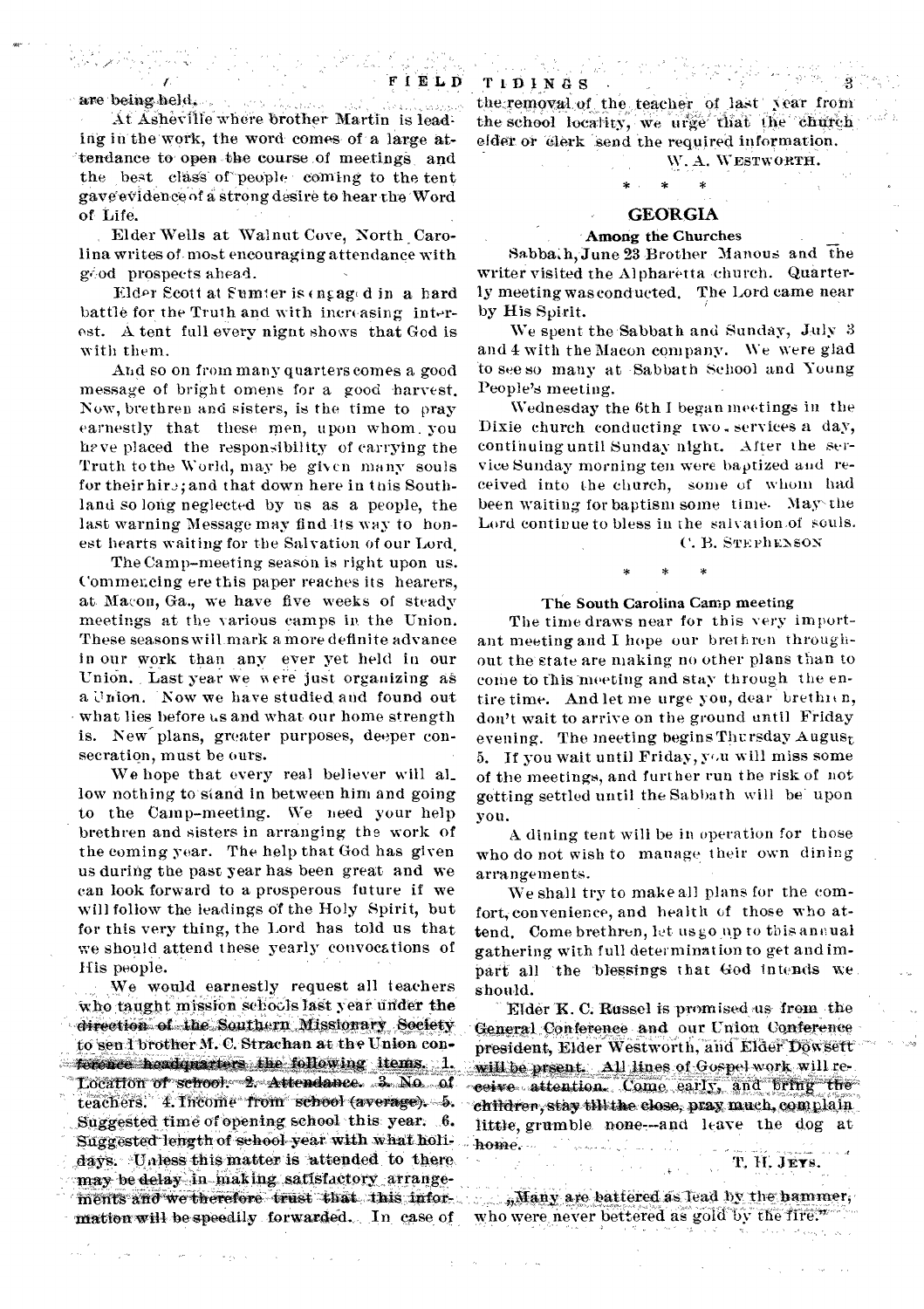are being held.

At Asheville where brother Martin is leading in the work, the word comes of a large attendance to open the course of meetings and the best class of people coming to the tent gave evidence of a strong desire to hear the Word of Life.

Elder Wells at Walnut Cove, North Carolina writes of most encouraging attendance with good prospects ahead.

Elder Scott at Sumter is engaged in a hard battle for the Truth and with increasing interest. A tent full every night shows that God is with them.

And so on from many quarters comes a good message of bright omens for a good harvest. Now, brethren and sisters, is the time to pray earnestly that these men, upon whom you have placed the responsibility of carrying the Truth to the World, may be given many souls for their hire; and that down here in this Southland so long neglected by us as a people, the last warning Message may find its way to honest hearts waiting for the Salvation of our Lord.

The Camp-meeting season is right upon us. Commencing ere this paper reaches its hearers, at Macon, Ga., we have five weeks of steady meetings at the various camps in the Union. These seasons will mark a more definite advance in our work than any ever yet held in our Union. Last year we were just organizing as a Union. Now we have studied and found out what lies before us and what our home strength is. New plans, greater purposes, deeper consecration, must be ours.

We hope that every real believer will allow nothing to stand in between him and going to the Camp-meeting. We need your help brethren and sisters in arranging the work of the coming year. The help that God has given us during the past year has been great and we can look forward to a prosperous future if we will follow the leadings of the Holy Spirit, but for this very thing, the Lord has told us that we should attend these yearly convocations of His people.

We would earnestly request all teachers who taught mission schools last year under the direction of the Southern Missionary Society to send brother M. C. Strachan at the Union conference headquarters the following items. 1. Location of school. 2. Attendance. 3. No. of teachers. 4. Income from school (average). 5. Suggested time of opening school this year. 6. Suggested length of school year with what holidays. Unless this matter is attended to there may be delay in making satisfactory arrangements and we therefore trust that this information will be speedily forwarded. In case of the removal of the teacher of last year from the school locality, we urge that the church elder or clerk send the required information.

W. A. WESTWORTH.

\* \* \*

## GEORGIA

### Among the Churches

Sabbath, June 23 Brother Manous and the writer visited the Alpharetta church. Quarterly meeting was conducted. The Lord came near by His Spirit.

We spent the Sabbath and Sunday, July 3 and 4 with the Macon company. We were glad to see so many at Sabbath School and Young People's meeting.

Wednesday the 6th I began meetings in the Dixie church conducting two services a day, continuing until Sunday night. After the service Sunday morning ten were baptized and received into the church, some of whom had been waiting for baptism some time. May the Lord continue to bless in the salvation of souls.

C. B. STEPHENSON

\* \* \*

### The South Carolina Camp meeting

The time draws near for this very important meeting and I hope our brethren throughout the state are making no other plans than to come to this meeting and stay through the entire time. And let me urge you, dear brethren, don't wait to arrive on the ground until Friday evening. The meeting begins Thursday August 5. If you wait until Friday, you will miss some of the meetings, and further run the risk of not getting settled until the Sabbath will be upon you.

A dining tent will be in operation for those who do not wish to manage their own dining arrangements.

We shall try to make all plans for the comfort, convenience, and health of those who attend. Come brethren, let us go up to this annual gathering with full determination to get and impart all the blessings that God intends we should.

Elder K. C. Russel is promised us from the General Conference and our Union Conference president, Elder Westworth, and Elder Dowsett will be prsent. All lines of Gospel work will receive attention. Come early, and bring the children, stay till the close, pray much, complain little, grumble none—and leave the dog at home.

T. H. JEYS.

„Many are battered as lead by the hammer, who were never bettered as gold by the fire."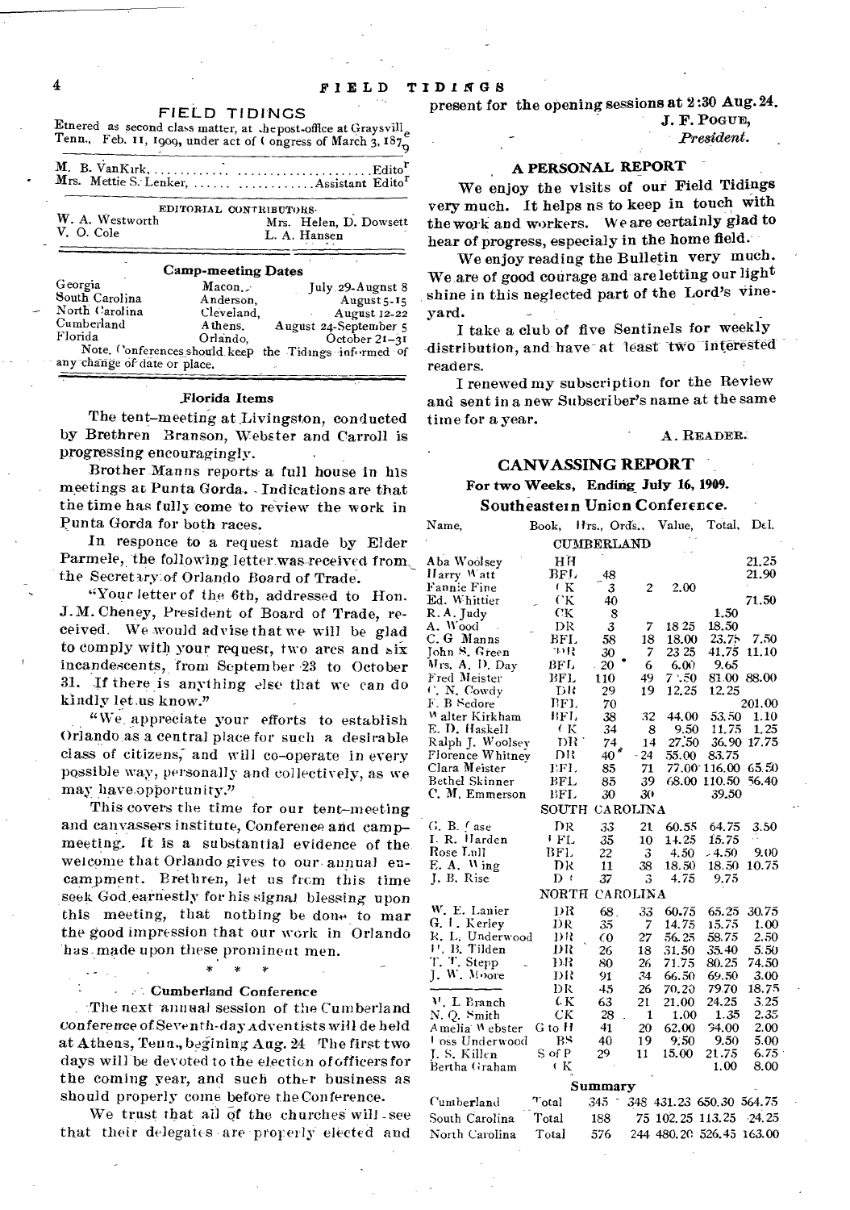# FIELD TIDINGS

Etnered as second class matter, at .hepost-office at Graysvill Tenn., Feb. 11, 1909, under act of Congress of March 3, 1879

M. B. VanKirk, ............ Editor
Mrs. Mettie S. Lenker, ............ Assistant Editor

EDITORIAL CONTRIBUTORS

W. A. Westworth — Mrs. Helen, D. Dowsett
V. O. Cole — L. A. Hansen

### Camp-meeting Dates

| | | |
|---|---|---|
| Georgia | Macon, | July 29-Augnst 8 |
| South Carolina | Anderson, | August 5-15 |
| North Carolina | Cleveland, | August 12-22 |
| Cumberland | Athens, | August 24-September 5 |
| Florida | Orlando, | October 21-31 |

Note. Conferences should keep the Tidings informed of any change of date or place.

### Florida Items

The tent-meeting at Livingston, conducted by Brethren Branson, Webster and Carroll is progressing encouragingly.

Brother Manns reports a full house in his meetings at Punta Gorda. Indications are that the time has fully come to review the work in Punta Gorda for both races.

In responce to a request made by Elder Parmele, the following letter was received from the Secretary of Orlando Board of Trade.

"Your letter of the 6th, addressed to Hon. J. M. Cheney, President of Board of Trade, received. We would advise that we will be glad to comply with your request, two arcs and six incandescents, from September 23 to October 31. If there is anything else that we can do kindly let us know."

"We appreciate your efforts to establish Orlando as a central place for such a desirable class of citizens, and will co-operate in every possible way, personally and collectively, as we may have opportunity."

This covers the time for our tent-meeting and canvassers institute, Conference and camp-meeting. It is a substantial evidence of the welcome that Orlando gives to our annual encampment. Brethren, let us from this time seek God earnestly for his signal blessing upon this meeting, that nothing be done to mar the good impression that our work in Orlando has made upon these prominent men.

\* \* \*

### Cumberland Conference

The next annual session of the Cumberland conference of Seventh-day Adventists will de held at Athens, Tenn., begining Aug. 24 The first two days will be devoted to the election of officers for the coming year, and such other business as should properly come before the Conference.

We trust that all of the churches will see that their delegates are properly elected and present for the opening sessions at 2:30 Aug. 24.

J. F. POGUE,
*President.*

### A PERSONAL REPORT

We enjoy the visits of our Field Tidings very much. It helps ns to keep in touch with the work and workers. We are certainly glad to hear of progress, especialy in the home field.

We enjoy reading the Bulletin very much. We are of good courage and are letting our light shine in this neglected part of the Lord's vineyard.

I take a club of five Sentinels for weekly distribution, and have at least two interested readers.

I renewed my subscription for the Review and sent in a new Subscriber's name at the same time for a year.

A. READER.

## CANVASSING REPORT

### For two Weeks, Ending July 16, 1909.

### Southeastern Union Conference.

| Name, | Book, | Hrs., | Ords., | Value, | Total, | Del. |
|---|---|---|---|---|---|---|
| **CUMBERLAND** | | | | | | |
| Aba Woolsey | HH | | | | | 21.25 |
| Harry Watt | BFL | 48 | | | | 21.90 |
| Fannie Fine | CK | 3 | 2 | 2.00 | | |
| Ed. Whittier | CK | 40 | | | | 71.50 |
| R. A. Judy | CK | 8 | | | 1.50 | |
| A. Wood | DR | 3 | 7 | 18 25 | 18.50 | |
| C. G Manns | BFL | 58 | 18 | 18.00 | 23.75 | 7.50 |
| John S. Green | DR | 30 | 7 | 23 25 | 41.75 | 11.10 |
| Mrs. A. D. Day | BFL | 20 | 6 | 6.00 | 9.65 | |
| Fred Meister | BFL | 110 | 49 | 7.50 | 81.00 | 88.00 |
| C. N. Cowdy | DR | 29 | 19 | 12.25 | 12.25 | |
| F. B Sedore | BFL | 70 | | | | 201.00 |
| Walter Kirkham | BFL | 38 | 32 | 44.00 | 53.50 | 1.10 |
| E. D. Haskell | CK | 34 | 8 | 9.50 | 11.75 | 1.25 |
| Ralph J. Woolsey | DR | 74 | 14 | 27.50 | 36.90 | 17.75 |
| Florence Whitney | DR | 40 | 24 | 55.00 | 83.75 | |
| Clara Meister | BFL | 85 | 71 | 77.00 | 116.00 | 65.50 |
| Bethel Skinner | BFL | 85 | 39 | 68.00 | 110.50 | 56.40 |
| C. M. Emmerson | BFL | 30 | 30 | | 39.50 | |
| **SOUTH CAROLINA** | | | | | | |
| G. B. Case | DR | 33 | 21 | 60.55 | 64.75 | 3.50 |
| I. R. Harden | BFL | 35 | 10 | 14.25 | 15.75 | |
| Rose Lull | BFL | 22 | 3 | 4.50 | 4.50 | 9.00 |
| E. A. Wing | DR | 11 | 38 | 18.50 | 18.50 | 10.75 |
| J. B. Rise | DR | 37 | 3 | 4.75 | 9.75 | |
| **NORTH CAROLINA** | | | | | | |
| W. E. Lanier | DR | 68 | 33 | 60.75 | 65.25 | 30.75 |
| G. I. Kerley | DR | 35 | 7 | 14.75 | 15.75 | 1.00 |
| R. L. Underwood | DR | 60 | 27 | 56.25 | 58.75 | 2.50 |
| P. B. Tilden | DR | 26 | 18 | 31.50 | 35.40 | 5.50 |
| T. T. Stepp | DR | 80 | 26 | 71.75 | 80.25 | 74.50 |
| J. W. Moore | DR | 91 | 34 | 66.50 | 69.50 | 3.00 |
| ———— | DR | 45 | 26 | 70.20 | 79.70 | 18.75 |
| V. L Branch | CK | 63 | 21 | 21.00 | 24.25 | 3.25 |
| N. Q. Smith | CK | 28 | 1 | 1.00 | 1.35 | 2.35 |
| Amelia Webster | G to H | 41 | 20 | 62.00 | 94.00 | 2.00 |
| Ross Underwood | BS | 40 | 19 | 9.50 | 9.50 | 5.00 |
| J. S. Killen | S of P | 29 | 11 | 15.00 | 21.75 | 6.75 |
| Bertha Graham | CK | | | | 1.00 | 8.00 |
| **Summary** | | | | | | |
| Cumberland | Total | 345 | 348 | 431.23 | 650.30 | 564.75 |
| South Carolina | Total | 188 | 75 | 102.25 | 113.25 | 24.25 |
| North Carolina | Total | 576 | 244 | 480.20 | 526.45 | 163.00 |